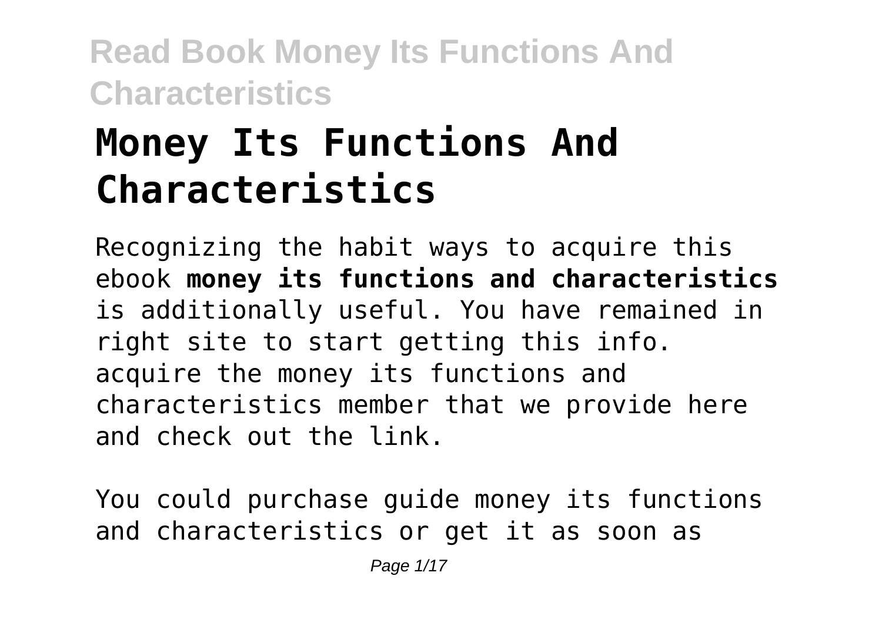# Money Its Functions And Characteristics

Recognizing the habit ways to acquire this ebook **money its functions and characteristics** is additionally useful. You have remained in right site to start getting this info. acquire the money its functions and characteristics member that we provide here and check out the link.

You could purchase guide money its functions and characteristics or get it as soon as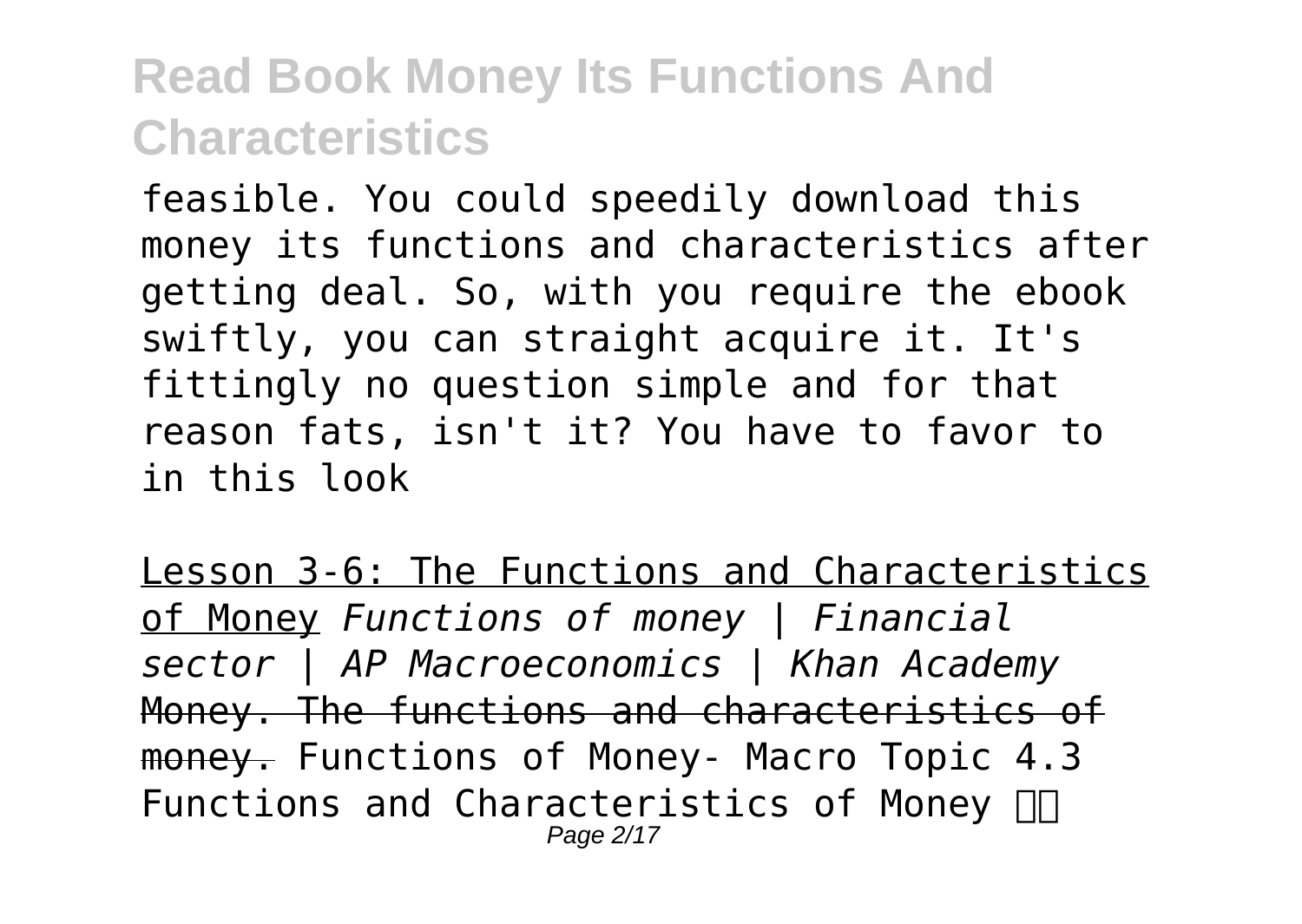feasible. You could speedily download this money its functions and characteristics after getting deal. So, with you require the ebook swiftly, you can straight acquire it. It's fittingly no question simple and for that reason fats, isn't it? You have to favor to in this look

Lesson 3-6: The Functions and Characteristics of Money *Functions of money | Financial sector | AP Macroeconomics | Khan Academy* ~~Money. The functions and characteristics of money.~~ Functions of Money- Macro Topic 4.3 Functions and Characteristics of Money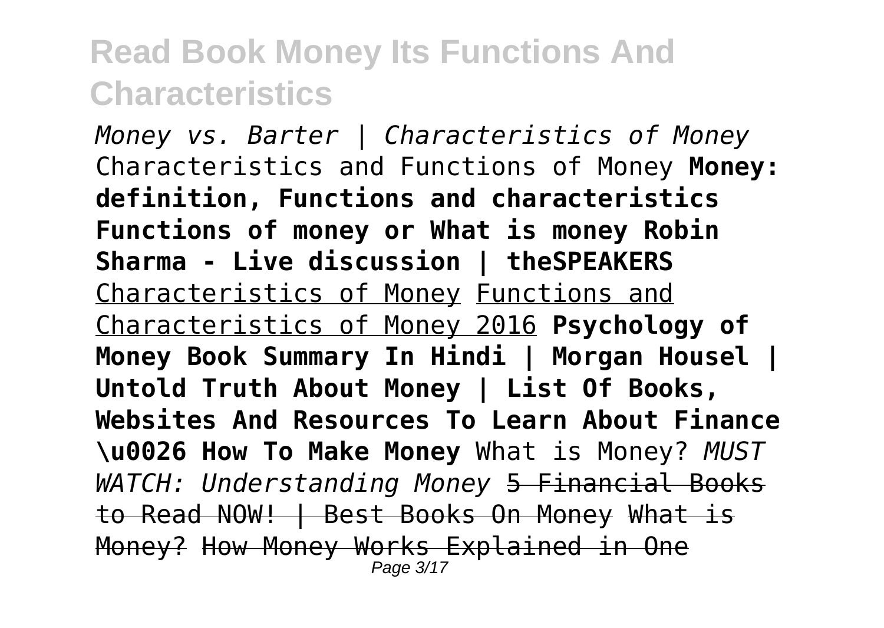# Read Book Money Its Functions And Characteristics

*Money vs. Barter | Characteristics of Money* Characteristics and Functions of Money **Money: definition, Functions and characteristics Functions of money or What is money Robin Sharma - Live discussion | theSPEAKERS** Characteristics of Money Functions and Characteristics of Money 2016 **Psychology of Money Book Summary In Hindi | Morgan Housel | Untold Truth About Money | List Of Books, Websites And Resources To Learn About Finance \u0026 How To Make Money** What is Money? *MUST WATCH: Understanding Money* ~~5 Financial Books to Read NOW! | Best Books On Money~~ ~~What is Money?~~ ~~How Money Works Explained in One~~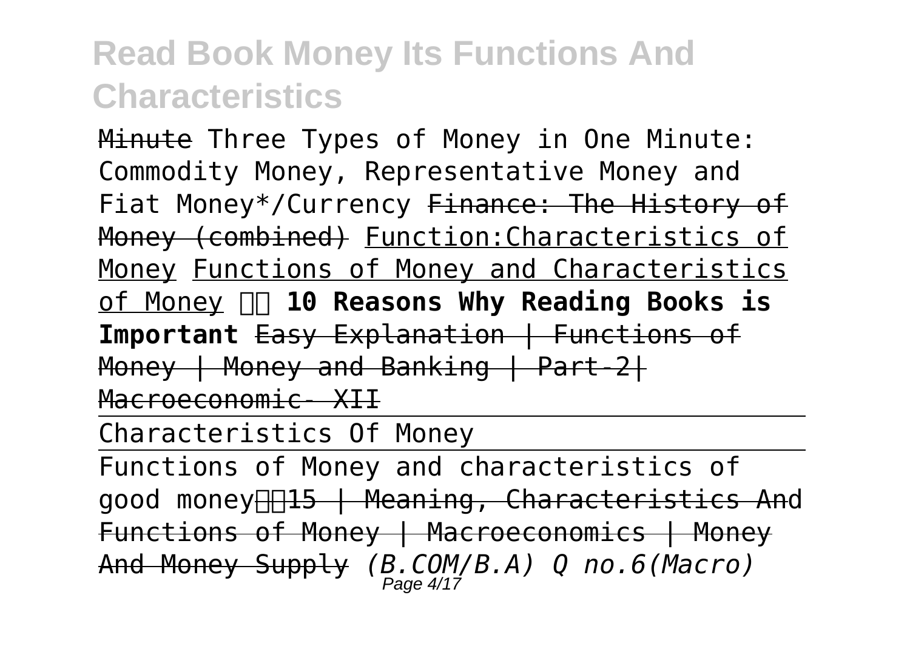Minute Three Types of Money in One Minute: Commodity Money, Representative Money and Fiat Money*/Currency Finance: The History of Money (combined) Function:Characteristics of Money Functions of Money and Characteristics of Money **10 Reasons Why Reading Books is Important** Easy Explanation | Functions of Money | Money and Banking | Part-2| Macroeconomic- XII

Characteristics Of Money

Functions of Money and characteristics of good money 15 | Meaning, Characteristics And Functions of Money | Macroeconomics | Money And Money Supply *(B.COM/B.A) Q no.6(Macro)*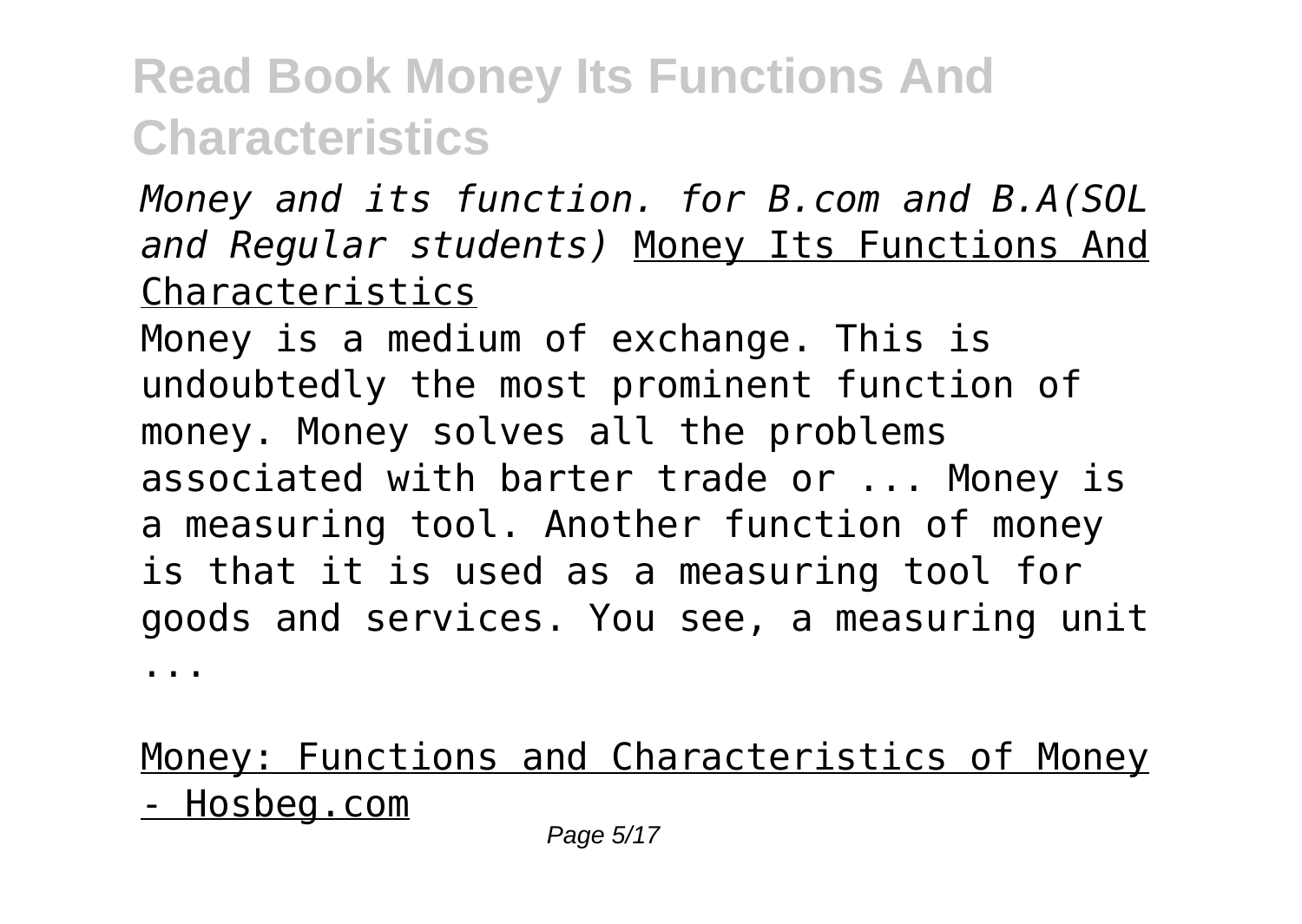# Read Book Money Its Functions And Characteristics

*Money and its function. for B.com and B.A(SOL and Regular students)* Money Its Functions And Characteristics

Money is a medium of exchange. This is undoubtedly the most prominent function of money. Money solves all the problems associated with barter trade or ... Money is a measuring tool. Another function of money is that it is used as a measuring tool for goods and services. You see, a measuring unit ...

Money: Functions and Characteristics of Money - Hosbeg.com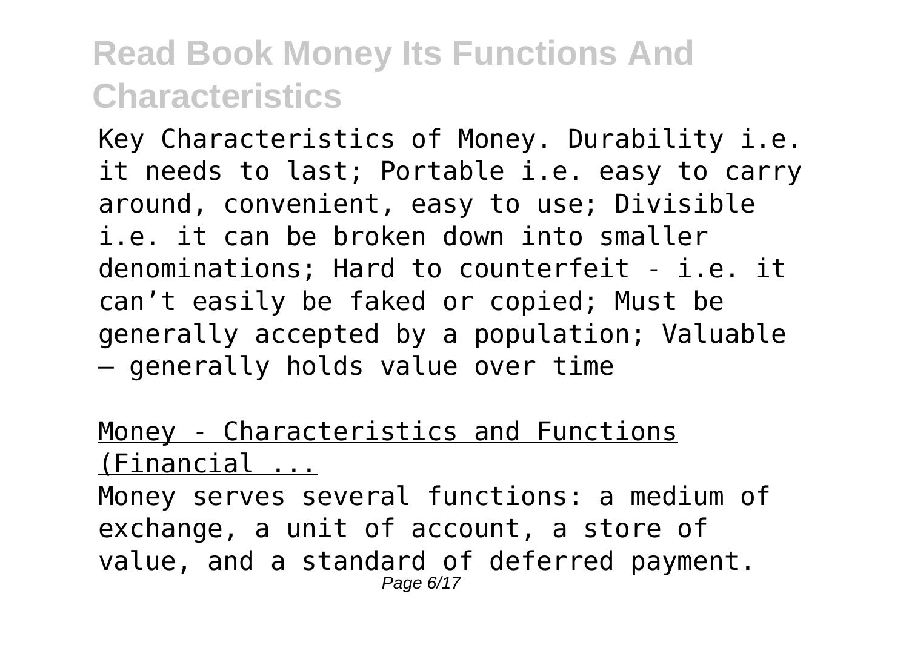Key Characteristics of Money. Durability i.e. it needs to last; Portable i.e. easy to carry around, convenient, easy to use; Divisible i.e. it can be broken down into smaller denominations; Hard to counterfeit - i.e. it can’t easily be faked or copied; Must be generally accepted by a population; Valuable – generally holds value over time

Money - Characteristics and Functions (Financial ...

Money serves several functions: a medium of exchange, a unit of account, a store of value, and a standard of deferred payment.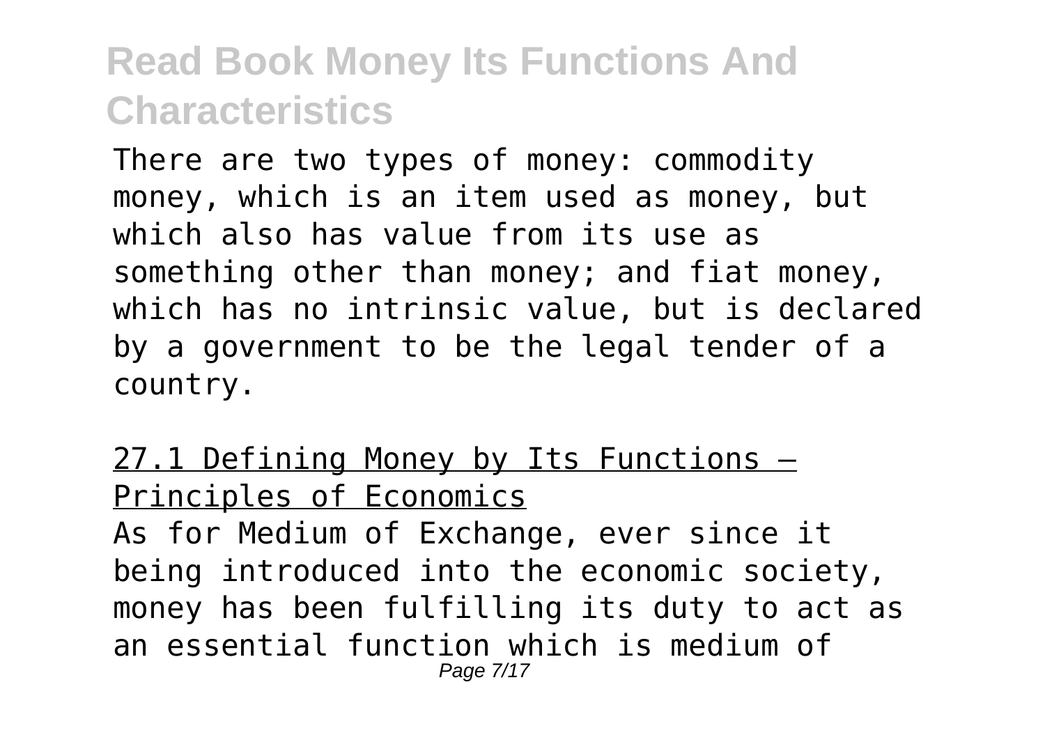There are two types of money: commodity money, which is an item used as money, but which also has value from its use as something other than money; and fiat money, which has no intrinsic value, but is declared by a government to be the legal tender of a country.

## 27.1 Defining Money by Its Functions – Principles of Economics

As for Medium of Exchange, ever since it being introduced into the economic society, money has been fulfilling its duty to act as an essential function which is medium of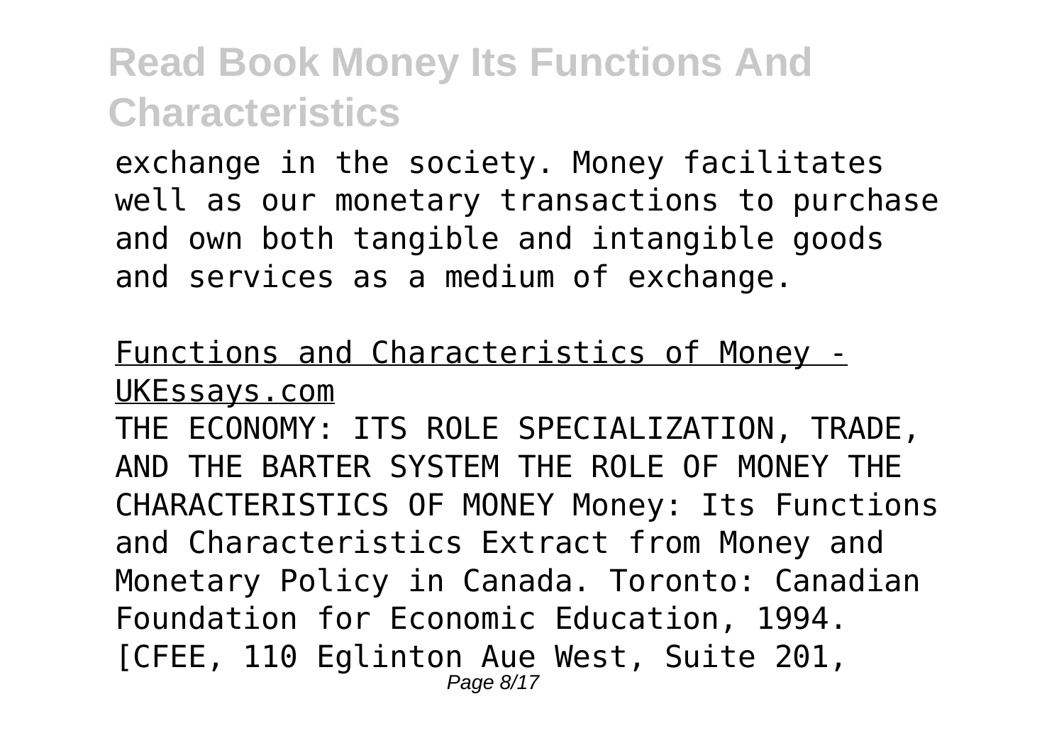exchange in the society. Money facilitates well as our monetary transactions to purchase and own both tangible and intangible goods and services as a medium of exchange.

Functions and Characteristics of Money - UKEssays.com

THE ECONOMY: ITS ROLE SPECIALIZATION, TRADE, AND THE BARTER SYSTEM THE ROLE OF MONEY THE CHARACTERISTICS OF MONEY Money: Its Functions and Characteristics Extract from Money and Monetary Policy in Canada. Toronto: Canadian Foundation for Economic Education, 1994. [CFEE, 110 Eglinton Aue West, Suite 201,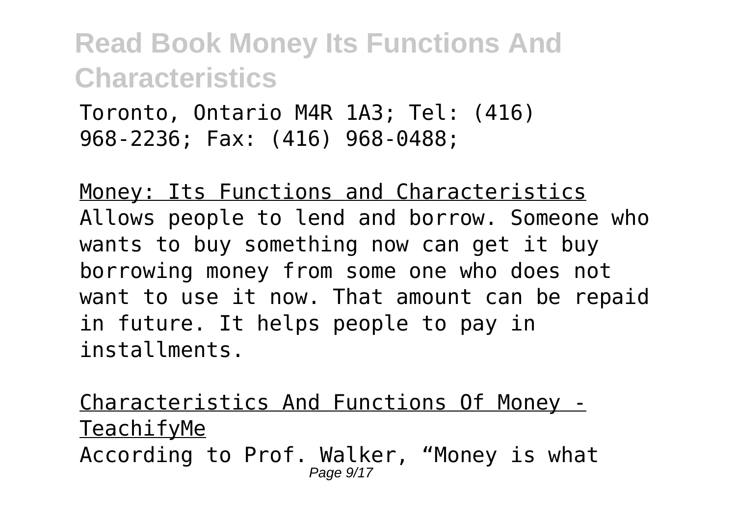Toronto, Ontario M4R 1A3; Tel: (416) 968-2236; Fax: (416) 968-0488;

Money: Its Functions and Characteristics
Allows people to lend and borrow. Someone who wants to buy something now can get it buy borrowing money from some one who does not want to use it now. That amount can be repaid in future. It helps people to pay in installments.

Characteristics And Functions Of Money - TeachifyMe
According to Prof. Walker, "Money is what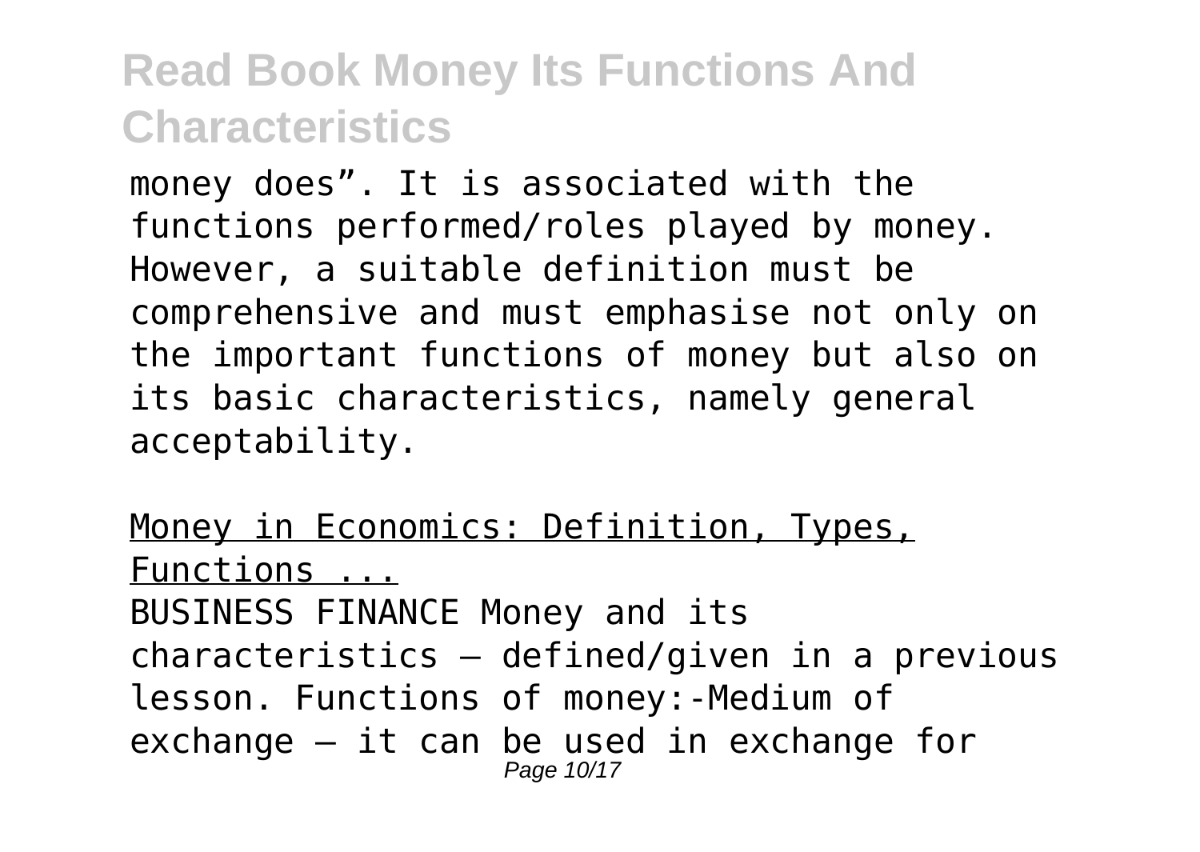money does". It is associated with the functions performed/roles played by money. However, a suitable definition must be comprehensive and must emphasise not only on the important functions of money but also on its basic characteristics, namely general acceptability.

Money in Economics: Definition, Types, Functions ...

BUSINESS FINANCE Money and its characteristics – defined/given in a previous lesson. Functions of money:-Medium of exchange – it can be used in exchange for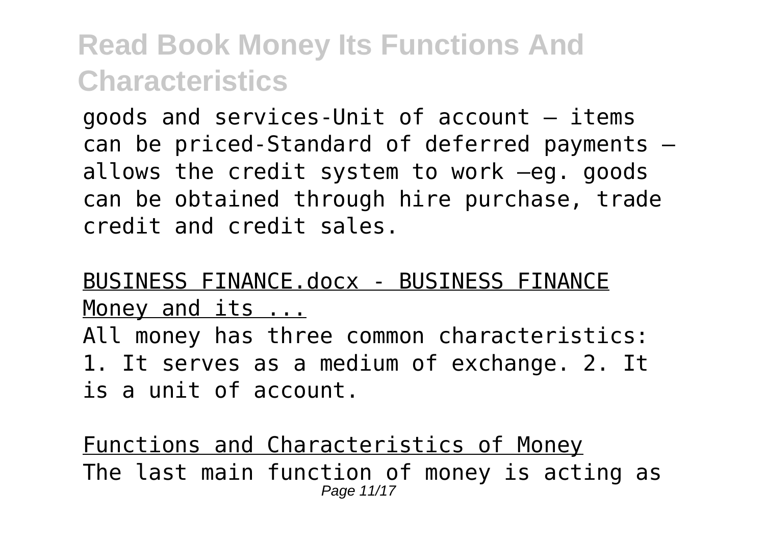goods and services-Unit of account – items can be priced-Standard of deferred payments – allows the credit system to work –eg. goods can be obtained through hire purchase, trade credit and credit sales.

BUSINESS FINANCE.docx - BUSINESS FINANCE Money and its ...

All money has three common characteristics: 1. It serves as a medium of exchange. 2. It is a unit of account.

Functions and Characteristics of Money

The last main function of money is acting as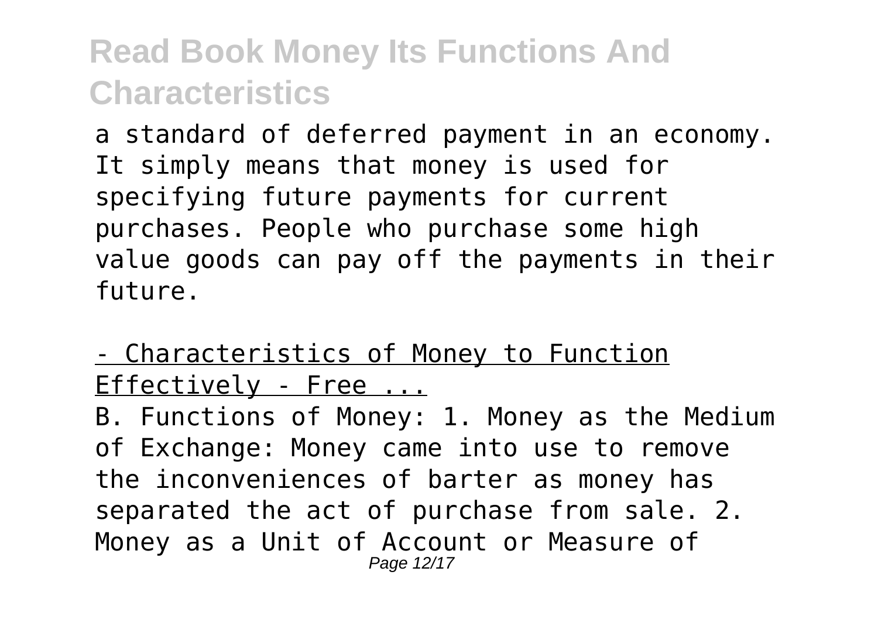a standard of deferred payment in an economy. It simply means that money is used for specifying future payments for current purchases. People who purchase some high value goods can pay off the payments in their future.

- Characteristics of Money to Function Effectively - Free ...

B. Functions of Money: 1. Money as the Medium of Exchange: Money came into use to remove the inconveniences of barter as money has separated the act of purchase from sale. 2. Money as a Unit of Account or Measure of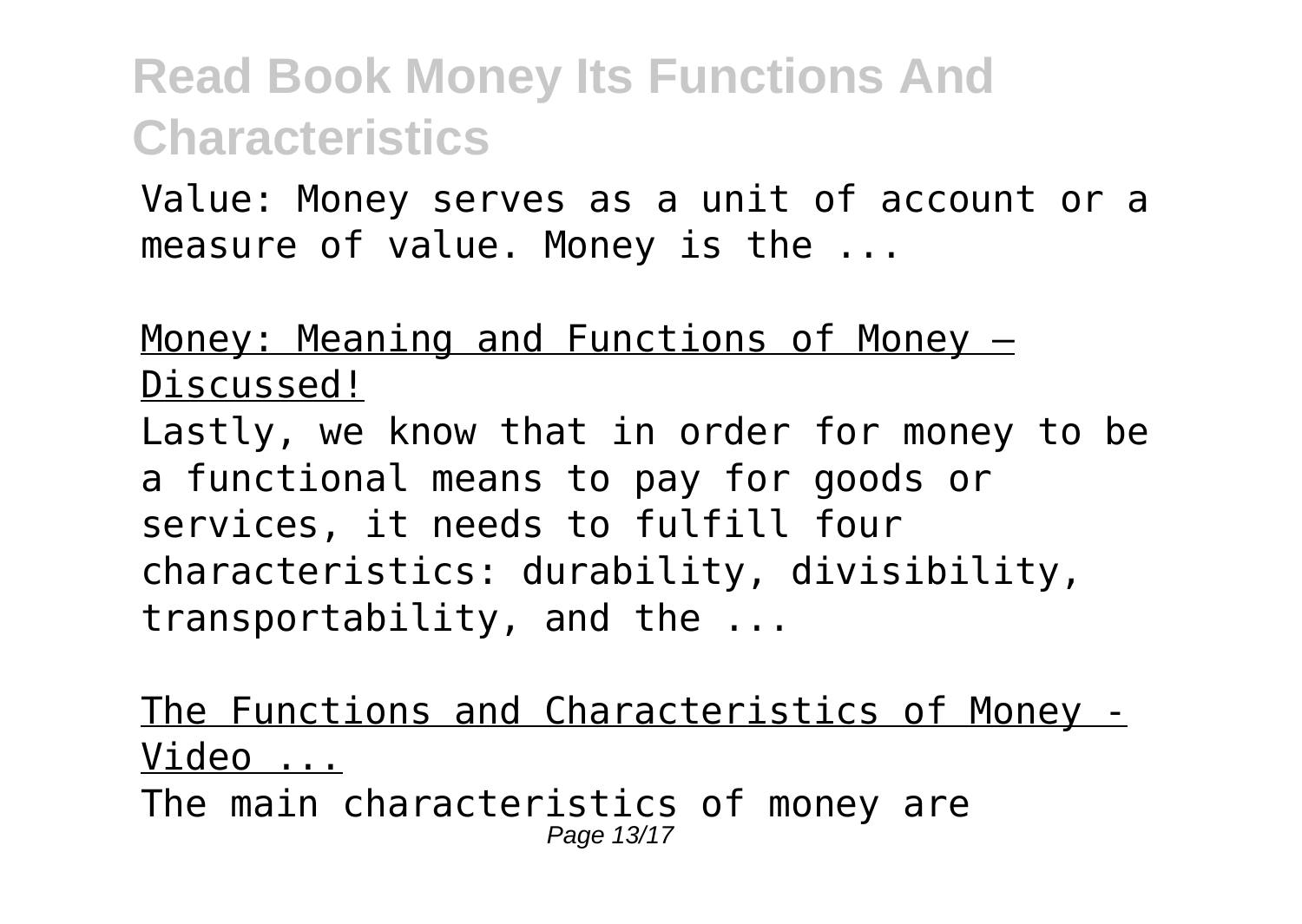Value: Money serves as a unit of account or a measure of value. Money is the ...

Money: Meaning and Functions of Money – Discussed!

Lastly, we know that in order for money to be a functional means to pay for goods or services, it needs to fulfill four characteristics: durability, divisibility, transportability, and the ...

The Functions and Characteristics of Money - Video ...

The main characteristics of money are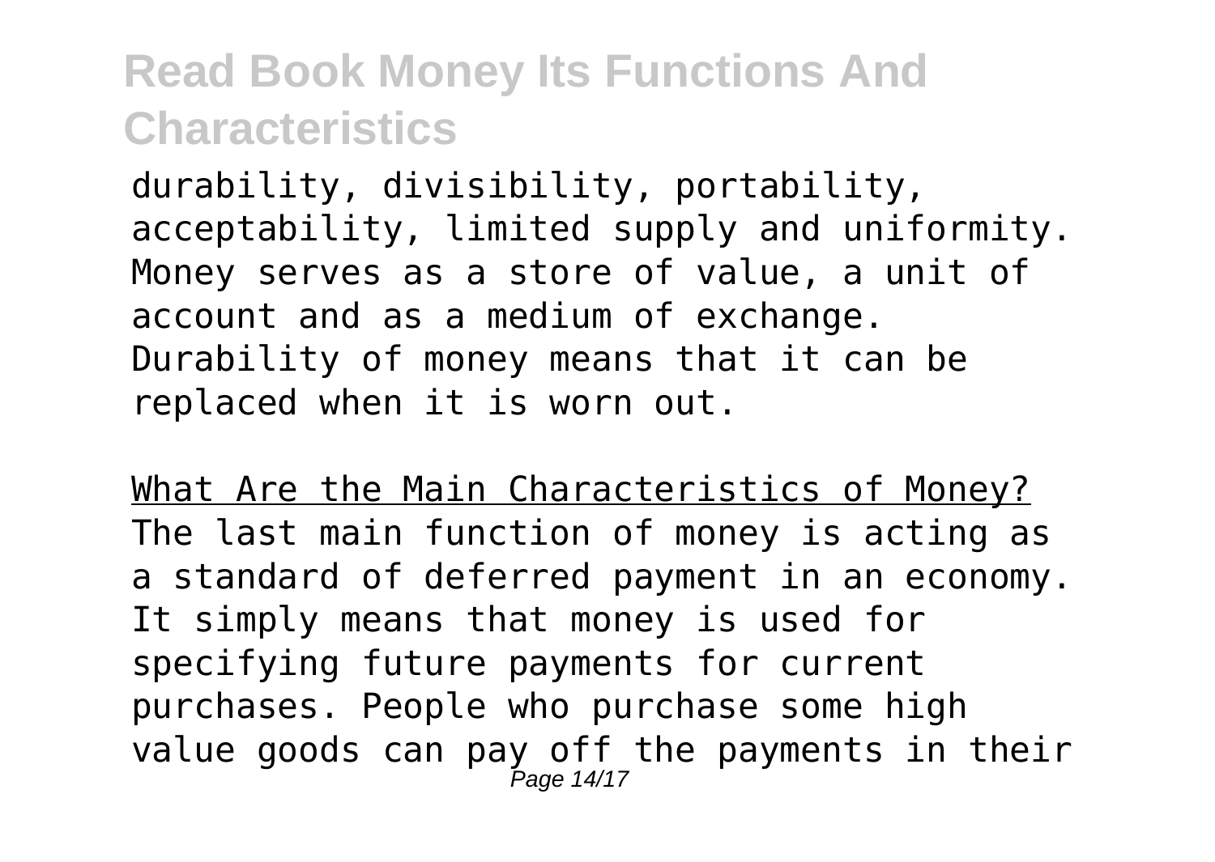durability, divisibility, portability, acceptability, limited supply and uniformity. Money serves as a store of value, a unit of account and as a medium of exchange. Durability of money means that it can be replaced when it is worn out.

What Are the Main Characteristics of Money?

The last main function of money is acting as a standard of deferred payment in an economy. It simply means that money is used for specifying future payments for current purchases. People who purchase some high value goods can pay off the payments in their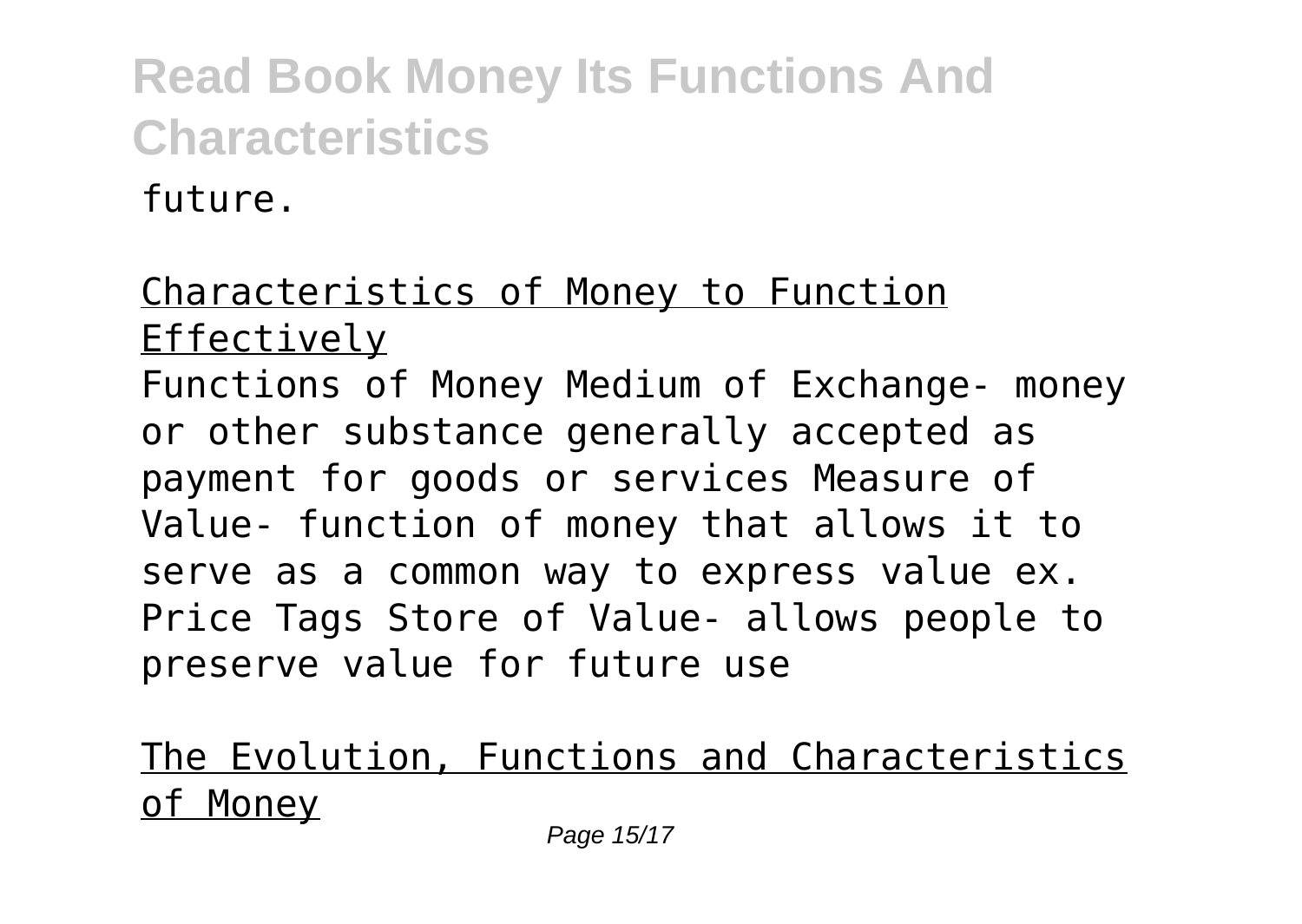future.

Characteristics of Money to Function Effectively

Functions of Money Medium of Exchange- money or other substance generally accepted as payment for goods or services Measure of Value- function of money that allows it to serve as a common way to express value ex. Price Tags Store of Value- allows people to preserve value for future use

The Evolution, Functions and Characteristics of Money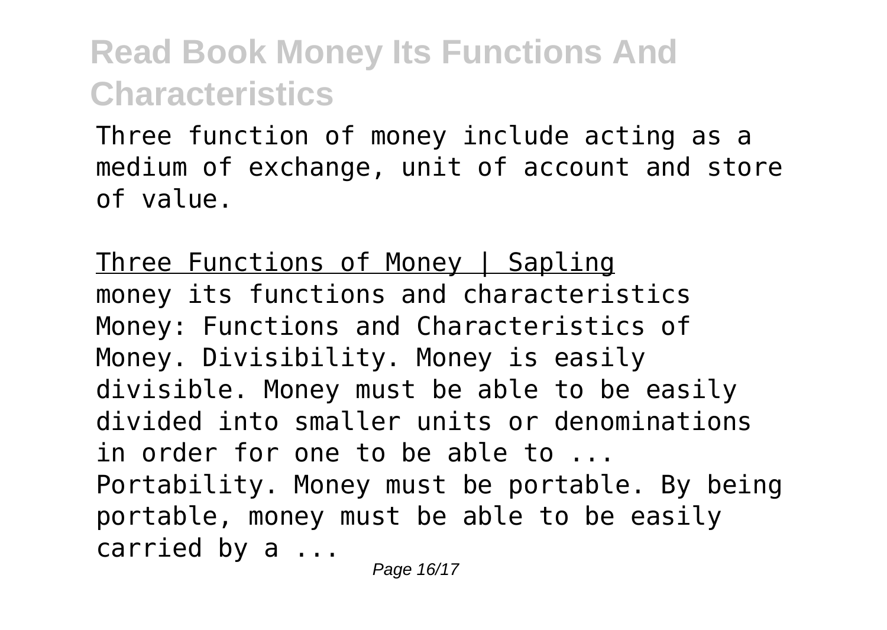Three function of money include acting as a medium of exchange, unit of account and store of value.

Three Functions of Money | Sapling

money its functions and characteristics Money: Functions and Characteristics of Money. Divisibility. Money is easily divisible. Money must be able to be easily divided into smaller units or denominations in order for one to be able to ... Portability. Money must be portable. By being portable, money must be able to be easily carried by a ...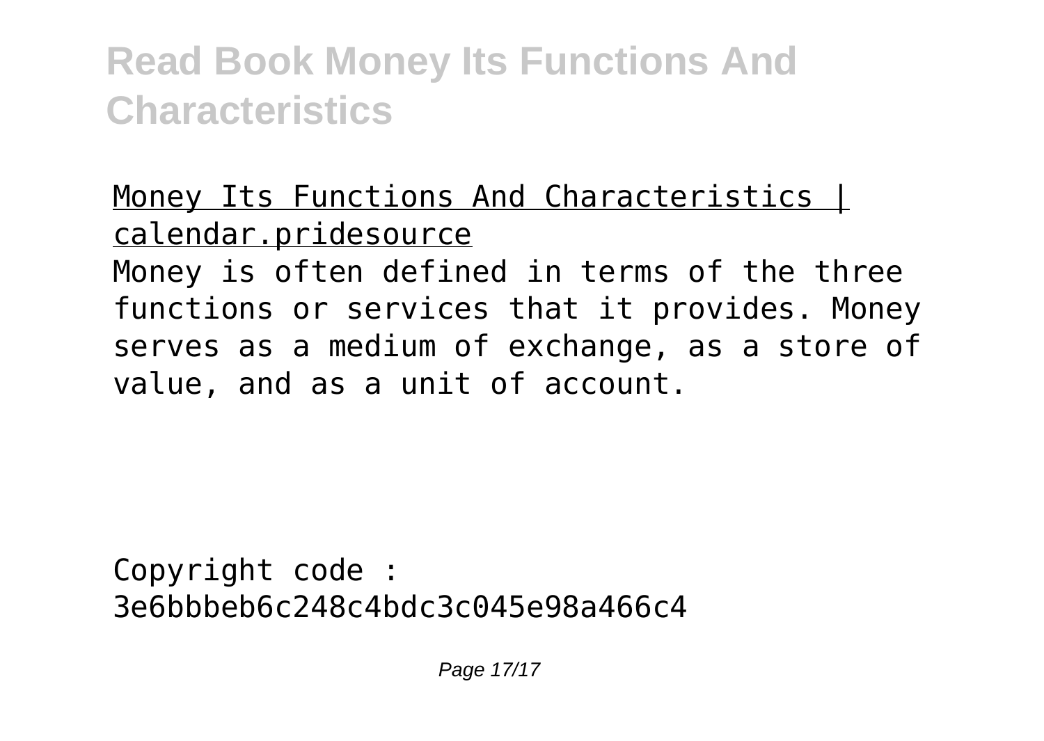Money Its Functions And Characteristics | calendar.pridesource

Money is often defined in terms of the three functions or services that it provides. Money serves as a medium of exchange, as a store of value, and as a unit of account.

Copyright code : 3e6bbbeb6c248c4bdc3c045e98a466c4